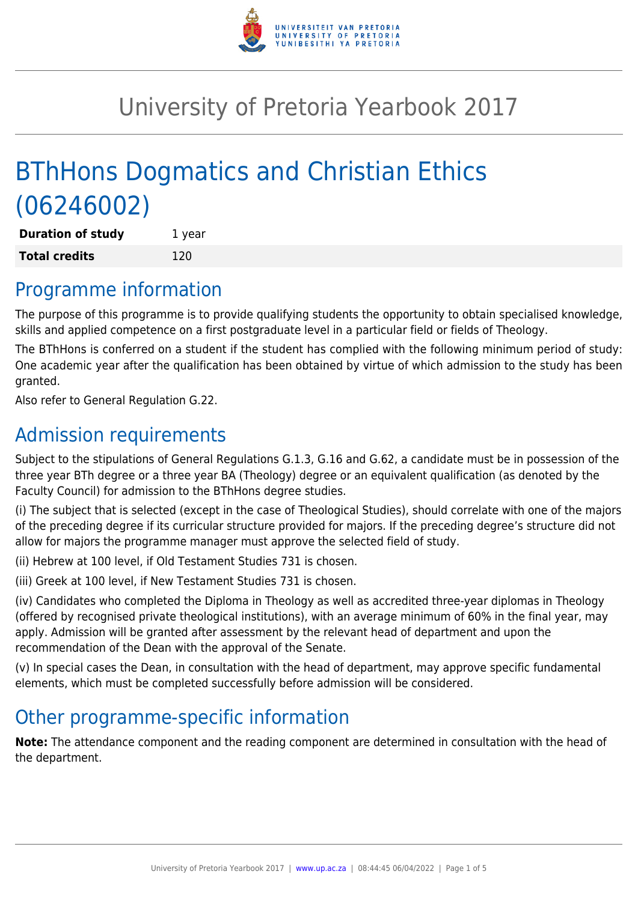# University of Pretoria Yearbook 2017

# BThHons Dogmatics and Christian Ethics (06246002)

| | |
|---|---|
| **Duration of study** | 1 year |
| **Total credits** | 120 |

## Programme information

The purpose of this programme is to provide qualifying students the opportunity to obtain specialised knowledge, skills and applied competence on a first postgraduate level in a particular field or fields of Theology.

The BThHons is conferred on a student if the student has complied with the following minimum period of study: One academic year after the qualification has been obtained by virtue of which admission to the study has been granted.

Also refer to General Regulation G.22.

## Admission requirements

Subject to the stipulations of General Regulations G.1.3, G.16 and G.62, a candidate must be in possession of the three year BTh degree or a three year BA (Theology) degree or an equivalent qualification (as denoted by the Faculty Council) for admission to the BThHons degree studies.

(i) The subject that is selected (except in the case of Theological Studies), should correlate with one of the majors of the preceding degree if its curricular structure provided for majors. If the preceding degree's structure did not allow for majors the programme manager must approve the selected field of study.

(ii) Hebrew at 100 level, if Old Testament Studies 731 is chosen.

(iii) Greek at 100 level, if New Testament Studies 731 is chosen.

(iv) Candidates who completed the Diploma in Theology as well as accredited three-year diplomas in Theology (offered by recognised private theological institutions), with an average minimum of 60% in the final year, may apply. Admission will be granted after assessment by the relevant head of department and upon the recommendation of the Dean with the approval of the Senate.

(v) In special cases the Dean, in consultation with the head of department, may approve specific fundamental elements, which must be completed successfully before admission will be considered.

## Other programme-specific information

**Note:** The attendance component and the reading component are determined in consultation with the head of the department.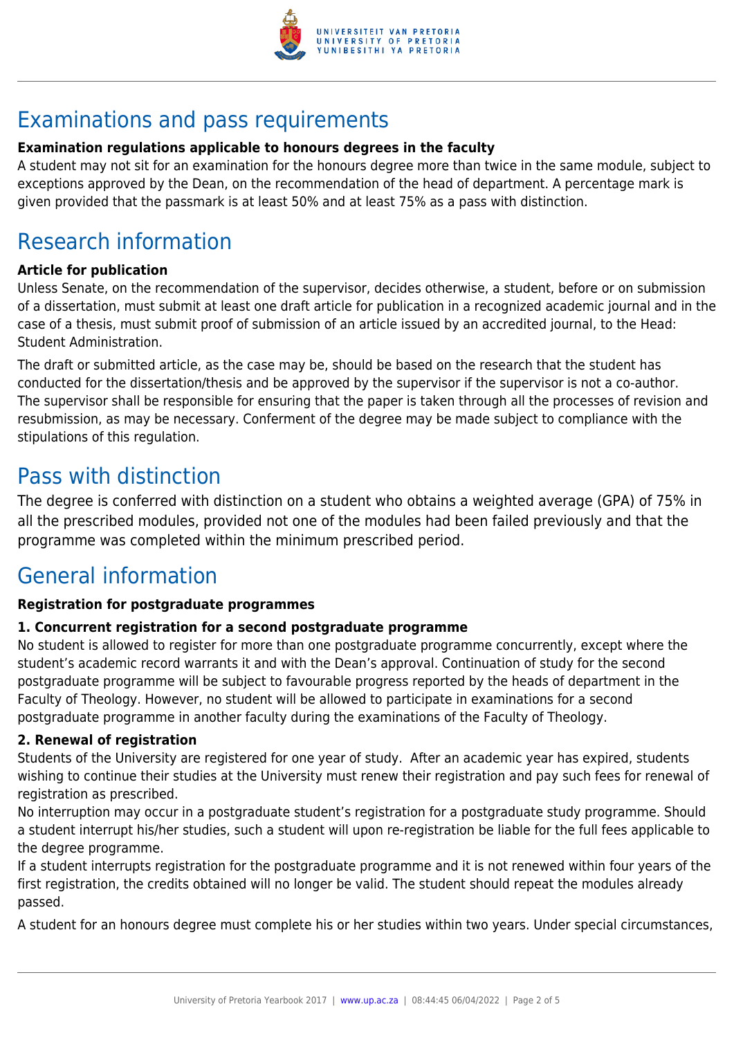# Examinations and pass requirements

**Examination regulations applicable to honours degrees in the faculty**

A student may not sit for an examination for the honours degree more than twice in the same module, subject to exceptions approved by the Dean, on the recommendation of the head of department. A percentage mark is given provided that the passmark is at least 50% and at least 75% as a pass with distinction.

# Research information

**Article for publication**

Unless Senate, on the recommendation of the supervisor, decides otherwise, a student, before or on submission of a dissertation, must submit at least one draft article for publication in a recognized academic journal and in the case of a thesis, must submit proof of submission of an article issued by an accredited journal, to the Head: Student Administration.

The draft or submitted article, as the case may be, should be based on the research that the student has conducted for the dissertation/thesis and be approved by the supervisor if the supervisor is not a co-author. The supervisor shall be responsible for ensuring that the paper is taken through all the processes of revision and resubmission, as may be necessary. Conferment of the degree may be made subject to compliance with the stipulations of this regulation.

# Pass with distinction

The degree is conferred with distinction on a student who obtains a weighted average (GPA) of 75% in all the prescribed modules, provided not one of the modules had been failed previously and that the programme was completed within the minimum prescribed period.

# General information

**Registration for postgraduate programmes**

**1. Concurrent registration for a second postgraduate programme**

No student is allowed to register for more than one postgraduate programme concurrently, except where the student's academic record warrants it and with the Dean's approval. Continuation of study for the second postgraduate programme will be subject to favourable progress reported by the heads of department in the Faculty of Theology. However, no student will be allowed to participate in examinations for a second postgraduate programme in another faculty during the examinations of the Faculty of Theology.

**2. Renewal of registration**

Students of the University are registered for one year of study. After an academic year has expired, students wishing to continue their studies at the University must renew their registration and pay such fees for renewal of registration as prescribed.

No interruption may occur in a postgraduate student's registration for a postgraduate study programme. Should a student interrupt his/her studies, such a student will upon re-registration be liable for the full fees applicable to the degree programme.

If a student interrupts registration for the postgraduate programme and it is not renewed within four years of the first registration, the credits obtained will no longer be valid. The student should repeat the modules already passed.

A student for an honours degree must complete his or her studies within two years. Under special circumstances,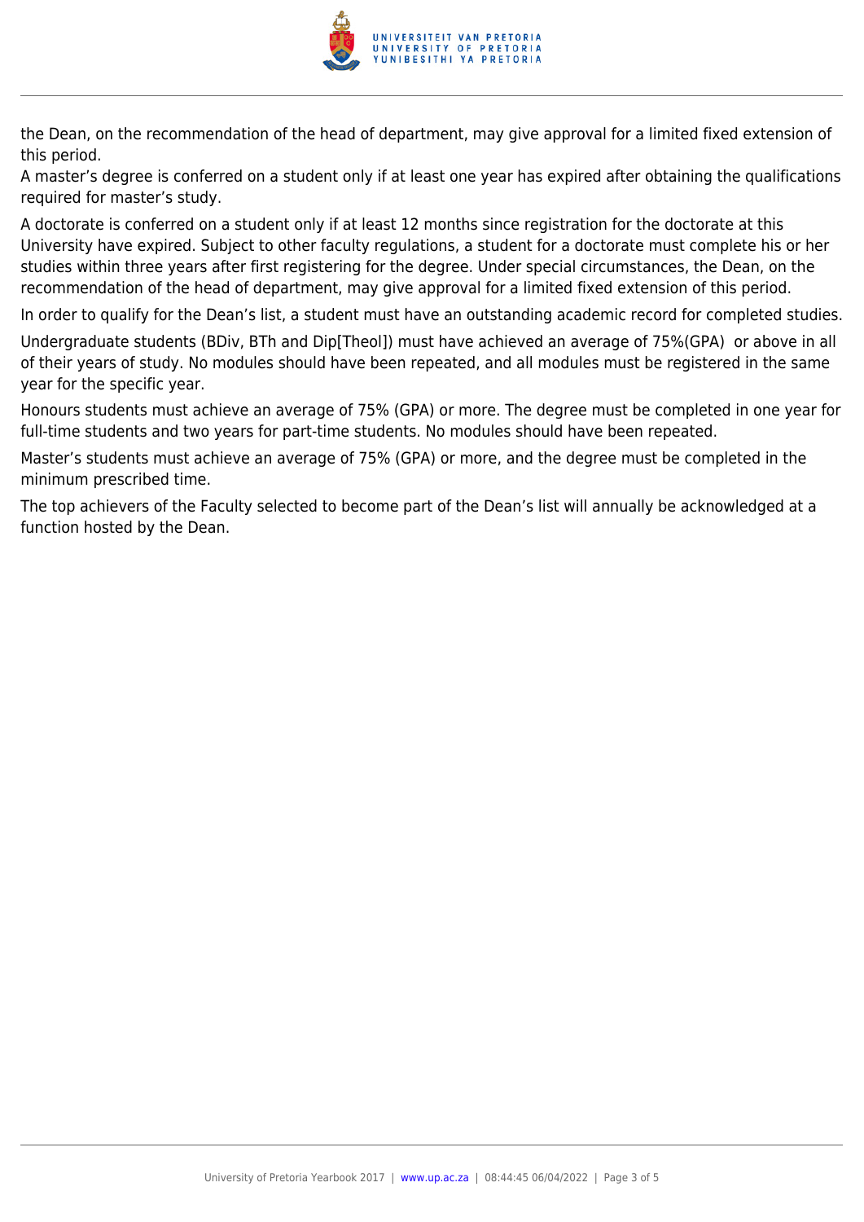the Dean, on the recommendation of the head of department, may give approval for a limited fixed extension of this period.

A master's degree is conferred on a student only if at least one year has expired after obtaining the qualifications required for master's study.

A doctorate is conferred on a student only if at least 12 months since registration for the doctorate at this University have expired. Subject to other faculty regulations, a student for a doctorate must complete his or her studies within three years after first registering for the degree. Under special circumstances, the Dean, on the recommendation of the head of department, may give approval for a limited fixed extension of this period.

In order to qualify for the Dean's list, a student must have an outstanding academic record for completed studies.

Undergraduate students (BDiv, BTh and Dip[Theol]) must have achieved an average of 75%(GPA) or above in all of their years of study. No modules should have been repeated, and all modules must be registered in the same year for the specific year.

Honours students must achieve an average of 75% (GPA) or more. The degree must be completed in one year for full-time students and two years for part-time students. No modules should have been repeated.

Master's students must achieve an average of 75% (GPA) or more, and the degree must be completed in the minimum prescribed time.

The top achievers of the Faculty selected to become part of the Dean's list will annually be acknowledged at a function hosted by the Dean.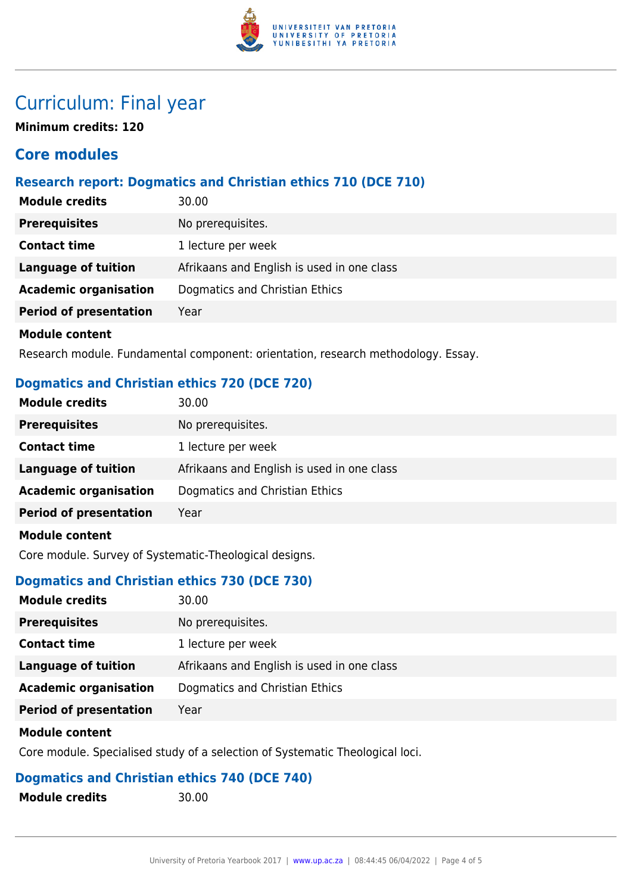# Curriculum: Final year

**Minimum credits: 120**

## Core modules

### Research report: Dogmatics and Christian ethics 710 (DCE 710)

| | |
|---|---|
| **Module credits** | 30.00 |
| **Prerequisites** | No prerequisites. |
| **Contact time** | 1 lecture per week |
| **Language of tuition** | Afrikaans and English is used in one class |
| **Academic organisation** | Dogmatics and Christian Ethics |
| **Period of presentation** | Year |

**Module content**

Research module. Fundamental component: orientation, research methodology. Essay.

### Dogmatics and Christian ethics 720 (DCE 720)

| | |
|---|---|
| **Module credits** | 30.00 |
| **Prerequisites** | No prerequisites. |
| **Contact time** | 1 lecture per week |
| **Language of tuition** | Afrikaans and English is used in one class |
| **Academic organisation** | Dogmatics and Christian Ethics |
| **Period of presentation** | Year |

**Module content**

Core module. Survey of Systematic-Theological designs.

### Dogmatics and Christian ethics 730 (DCE 730)

| | |
|---|---|
| **Module credits** | 30.00 |
| **Prerequisites** | No prerequisites. |
| **Contact time** | 1 lecture per week |
| **Language of tuition** | Afrikaans and English is used in one class |
| **Academic organisation** | Dogmatics and Christian Ethics |
| **Period of presentation** | Year |

**Module content**

Core module. Specialised study of a selection of Systematic Theological loci.

### Dogmatics and Christian ethics 740 (DCE 740)

| | |
|---|---|
| **Module credits** | 30.00 |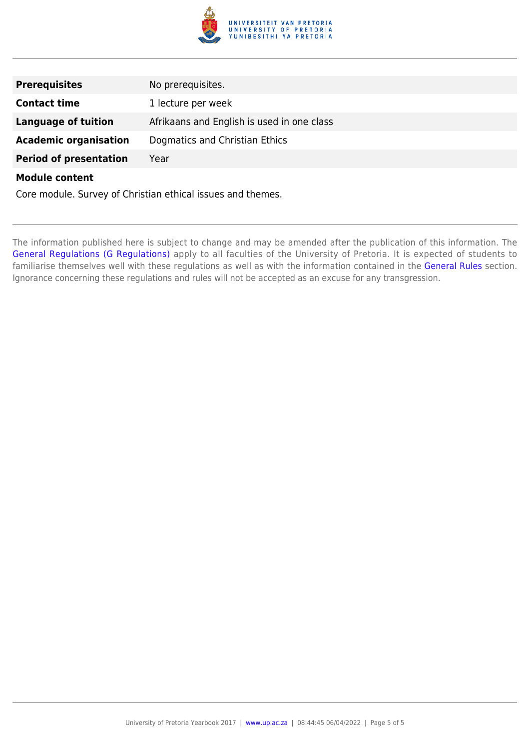| | |
|---|---|
| **Prerequisites** | No prerequisites. |
| **Contact time** | 1 lecture per week |
| **Language of tuition** | Afrikaans and English is used in one class |
| **Academic organisation** | Dogmatics and Christian Ethics |
| **Period of presentation** | Year |

**Module content**

Core module. Survey of Christian ethical issues and themes.

The information published here is subject to change and may be amended after the publication of this information. The General Regulations (G Regulations) apply to all faculties of the University of Pretoria. It is expected of students to familiarise themselves well with these regulations as well as with the information contained in the General Rules section. Ignorance concerning these regulations and rules will not be accepted as an excuse for any transgression.